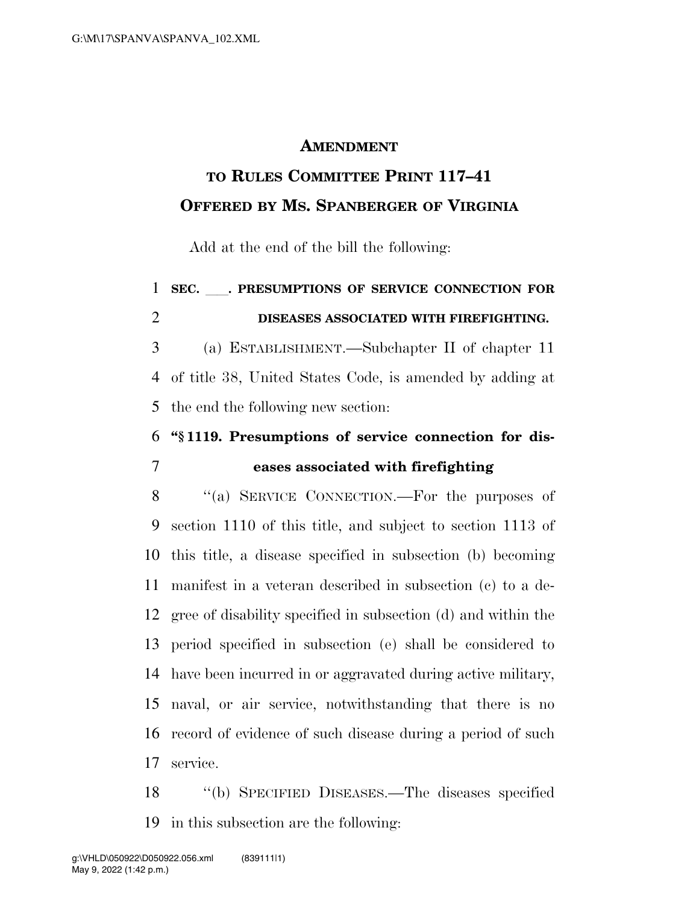# AMENDMENT

## TO RULES COMMITTEE PRINT 117–41

## OFFERED BY MS. SPANBERGER OF VIRGINIA

Add at the end of the bill the following:

**SEC. \_\_\_. PRESUMPTIONS OF SERVICE CONNECTION FOR DISEASES ASSOCIATED WITH FIREFIGHTING.**

(a) ESTABLISHMENT.—Subchapter II of chapter 11 of title 38, United States Code, is amended by adding at the end the following new section:

**"§ 1119. Presumptions of service connection for diseases associated with firefighting**

"(a) SERVICE CONNECTION.—For the purposes of section 1110 of this title, and subject to section 1113 of this title, a disease specified in subsection (b) becoming manifest in a veteran described in subsection (c) to a degree of disability specified in subsection (d) and within the period specified in subsection (e) shall be considered to have been incurred in or aggravated during active military, naval, or air service, notwithstanding that there is no record of evidence of such disease during a period of such service.

"(b) SPECIFIED DISEASES.—The diseases specified in this subsection are the following: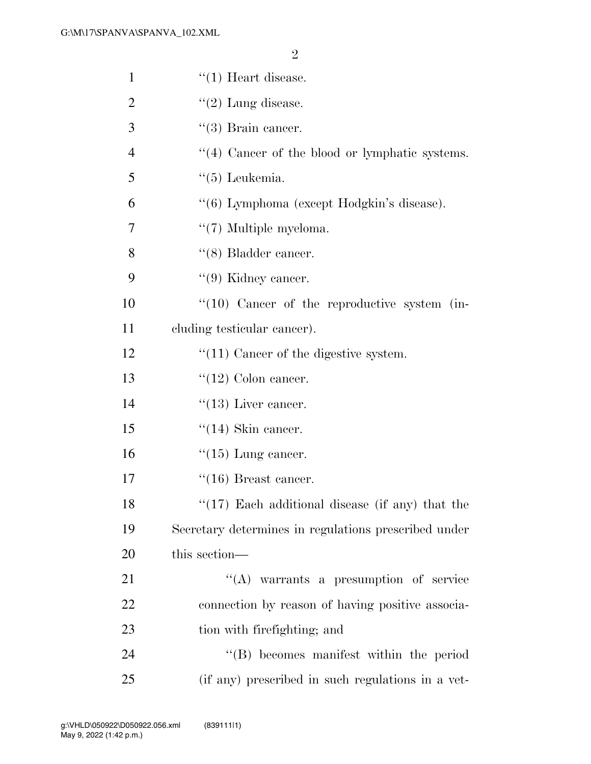"(1) Heart disease.

"(2) Lung disease.

"(3) Brain cancer.

"(4) Cancer of the blood or lymphatic systems.

"(5) Leukemia.

"(6) Lymphoma (except Hodgkin's disease).

"(7) Multiple myeloma.

"(8) Bladder cancer.

"(9) Kidney cancer.

"(10) Cancer of the reproductive system (including testicular cancer).

"(11) Cancer of the digestive system.

"(12) Colon cancer.

"(13) Liver cancer.

"(14) Skin cancer.

"(15) Lung cancer.

"(16) Breast cancer.

"(17) Each additional disease (if any) that the Secretary determines in regulations prescribed under this section—

"(A) warrants a presumption of service connection by reason of having positive association with firefighting; and

"(B) becomes manifest within the period (if any) prescribed in such regulations in a vet-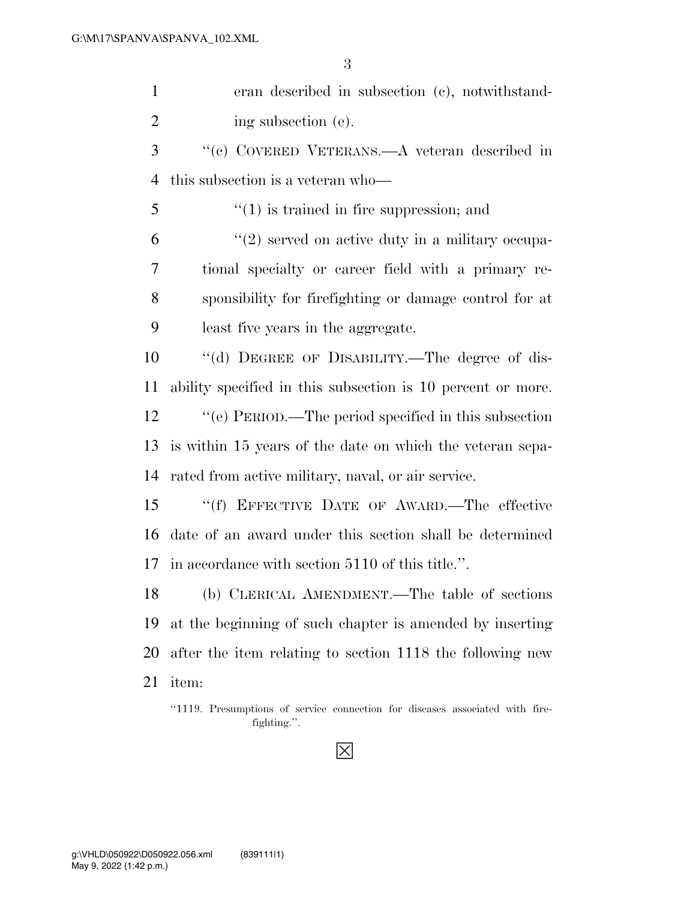eran described in subsection (c), notwithstanding subsection (e).

''(c) COVERED VETERANS.—A veteran described in this subsection is a veteran who—

''(1) is trained in fire suppression; and

''(2) served on active duty in a military occupational specialty or career field with a primary responsibility for firefighting or damage control for at least five years in the aggregate.

''(d) DEGREE OF DISABILITY.—The degree of disability specified in this subsection is 10 percent or more.

''(e) PERIOD.—The period specified in this subsection is within 15 years of the date on which the veteran separated from active military, naval, or air service.

''(f) EFFECTIVE DATE OF AWARD.—The effective date of an award under this section shall be determined in accordance with section 5110 of this title.''.

(b) CLERICAL AMENDMENT.—The table of sections at the beginning of such chapter is amended by inserting after the item relating to section 1118 the following new item:

''1119. Presumptions of service connection for diseases associated with firefighting.''.